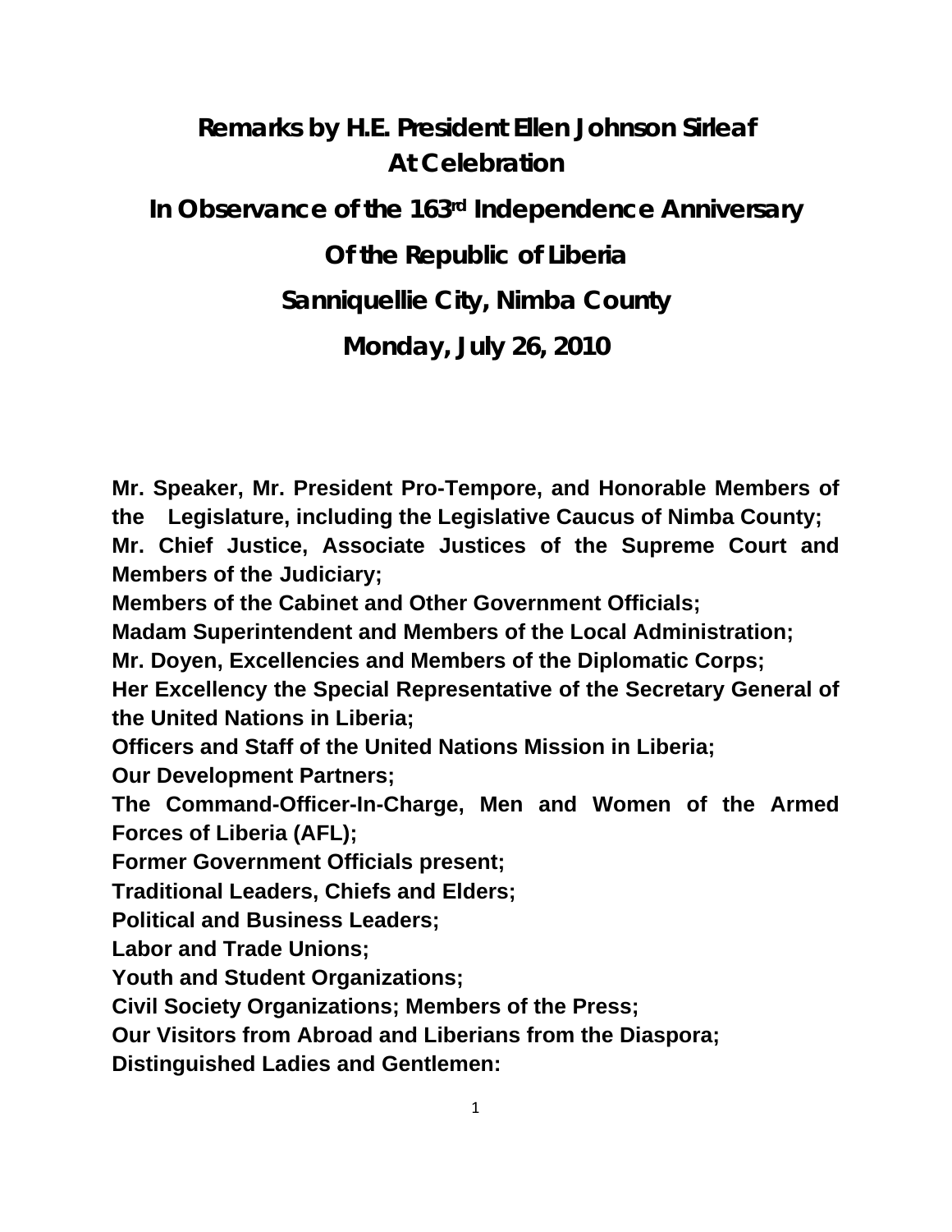# Remarks by H.E. President Ellen Johnson Sirleaf At Celebration

## In Observance of the 163rd Independence Anniversary

## Of the Republic of Liberia

## Sanniquellie City, Nimba County

## Monday, July 26, 2010

**Mr. Speaker, Mr. President Pro-Tempore, and Honorable Members of the Legislature, including the Legislative Caucus of Nimba County;**
**Mr. Chief Justice, Associate Justices of the Supreme Court and Members of the Judiciary;**
**Members of the Cabinet and Other Government Officials;**
**Madam Superintendent and Members of the Local Administration;**
**Mr. Doyen, Excellencies and Members of the Diplomatic Corps;**
**Her Excellency the Special Representative of the Secretary General of the United Nations in Liberia;**
**Officers and Staff of the United Nations Mission in Liberia;**
**Our Development Partners;**
**The Command-Officer-In-Charge, Men and Women of the Armed Forces of Liberia (AFL);**
**Former Government Officials present;**
**Traditional Leaders, Chiefs and Elders;**
**Political and Business Leaders;**
**Labor and Trade Unions;**
**Youth and Student Organizations;**
**Civil Society Organizations; Members of the Press;**
**Our Visitors from Abroad and Liberians from the Diaspora;**
**Distinguished Ladies and Gentlemen:**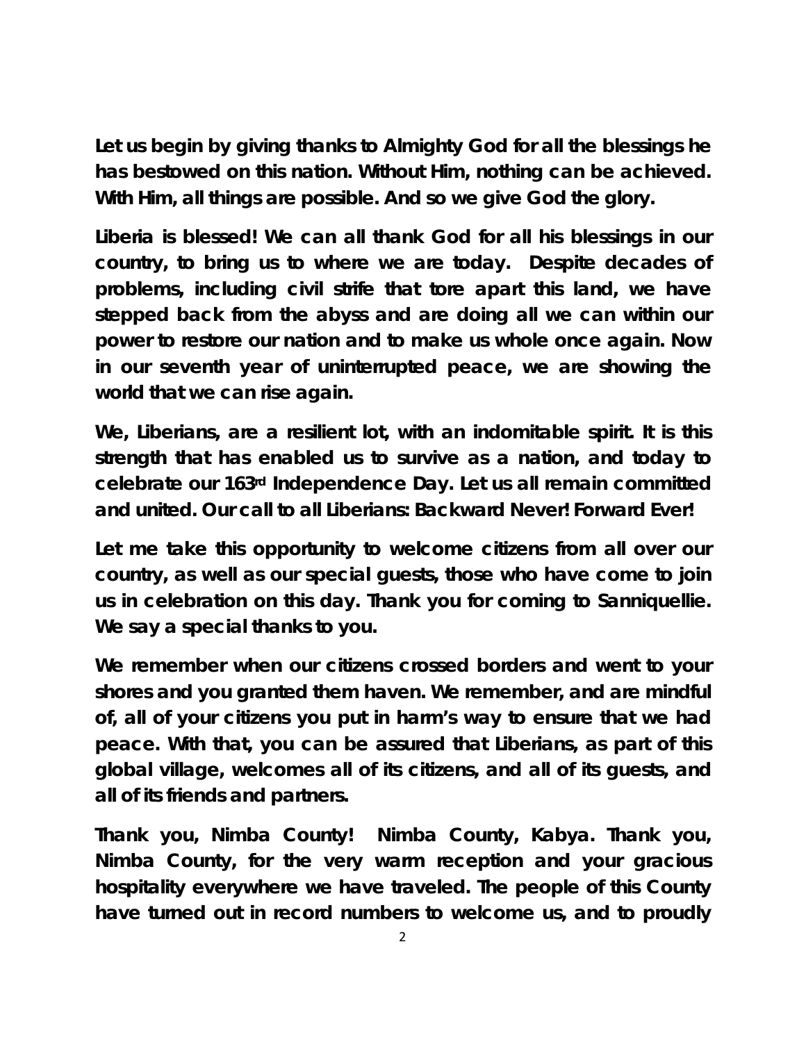**Let us begin by giving thanks to Almighty God for all the blessings he has bestowed on this nation. Without Him, nothing can be achieved. With Him, all things are possible. And so we give God the glory.**

**Liberia is blessed! We can all thank God for all his blessings in our country, to bring us to where we are today. Despite decades of problems, including civil strife that tore apart this land, we have stepped back from the abyss and are doing all we can within our power to restore our nation and to make us whole once again. Now in our seventh year of uninterrupted peace, we are showing the world that we can rise again.**

**We, Liberians, are a resilient lot, with an indomitable spirit. It is this strength that has enabled us to survive as a nation, and today to celebrate our 163rd Independence Day. Let us all remain committed and united. Our call to all Liberians: Backward Never! Forward Ever!**

**Let me take this opportunity to welcome citizens from all over our country, as well as our special guests, those who have come to join us in celebration on this day. Thank you for coming to Sanniquellie. We say a special thanks to you.**

**We remember when our citizens crossed borders and went to your shores and you granted them haven. We remember, and are mindful of, all of your citizens you put in harm's way to ensure that we had peace. With that, you can be assured that Liberians, as part of this global village, welcomes all of its citizens, and all of its guests, and all of its friends and partners.**

**Thank you, Nimba County! Nimba County, Kabya. Thank you, Nimba County, for the very warm reception and your gracious hospitality everywhere we have traveled. The people of this County have turned out in record numbers to welcome us, and to proudly**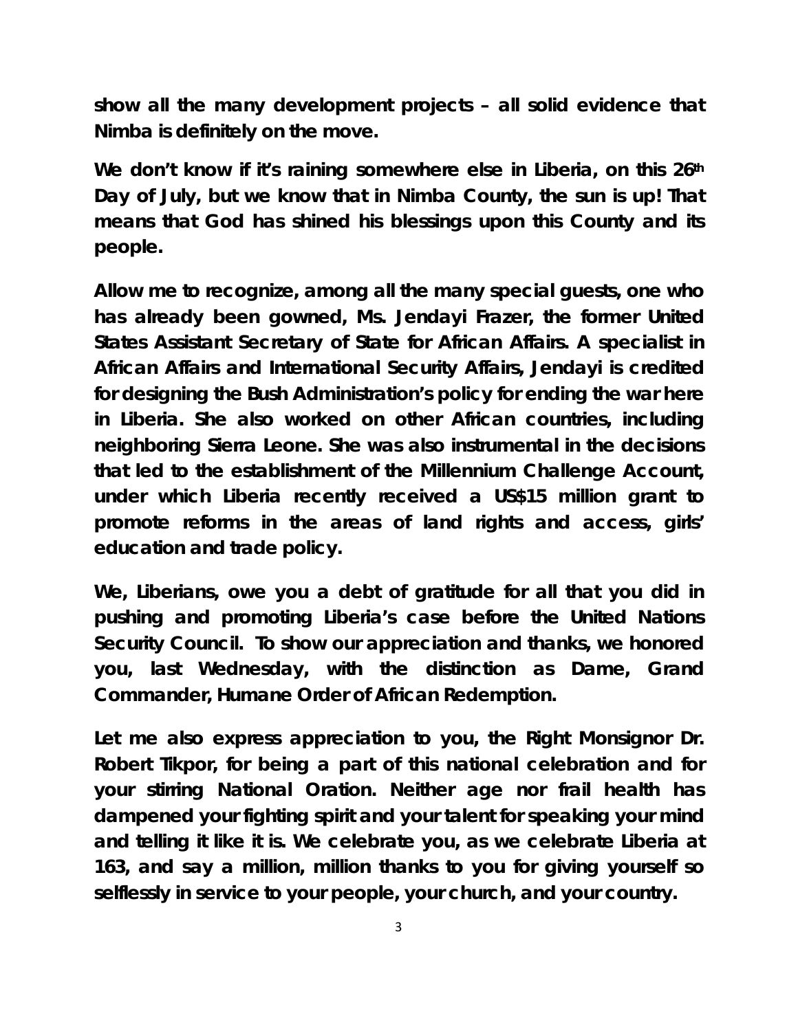**show all the many development projects – all solid evidence that Nimba is definitely on the move.**

**We don't know if it's raining somewhere else in Liberia, on this 26th Day of July, but we know that in Nimba County, the sun is up! That means that God has shined his blessings upon this County and its people.**

**Allow me to recognize, among all the many special guests, one who has already been gowned, Ms. Jendayi Frazer, the former United States Assistant Secretary of State for African Affairs. A specialist in African Affairs and International Security Affairs, Jendayi is credited for designing the Bush Administration's policy for ending the war here in Liberia. She also worked on other African countries, including neighboring Sierra Leone. She was also instrumental in the decisions that led to the establishment of the Millennium Challenge Account, under which Liberia recently received a US$15 million grant to promote reforms in the areas of land rights and access, girls' education and trade policy.**

**We, Liberians, owe you a debt of gratitude for all that you did in pushing and promoting Liberia's case before the United Nations Security Council. To show our appreciation and thanks, we honored you, last Wednesday, with the distinction as Dame, Grand Commander, Humane Order of African Redemption.**

**Let me also express appreciation to you, the Right Monsignor Dr. Robert Tikpor, for being a part of this national celebration and for your stirring National Oration. Neither age nor frail health has dampened your fighting spirit and your talent for speaking your mind and telling it like it is. We celebrate you, as we celebrate Liberia at 163, and say a million, million thanks to you for giving yourself so selflessly in service to your people, your church, and your country.**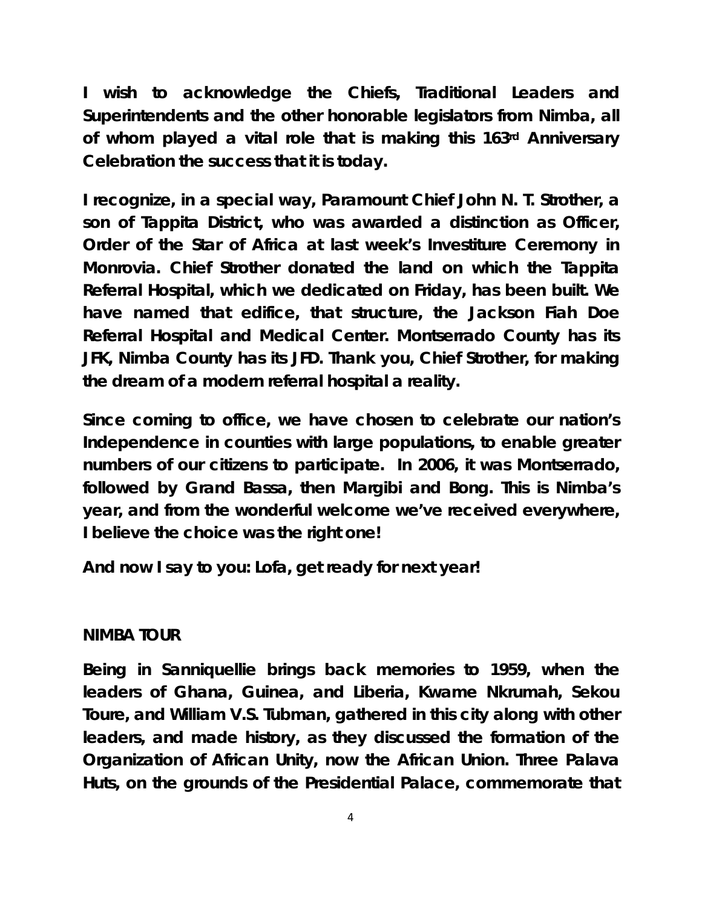**I wish to acknowledge the Chiefs, Traditional Leaders and Superintendents and the other honorable legislators from Nimba, all of whom played a vital role that is making this 163rd Anniversary Celebration the success that it is today.**

**I recognize, in a special way, Paramount Chief John N. T. Strother, a son of Tappita District, who was awarded a distinction as Officer, Order of the Star of Africa at last week's Investiture Ceremony in Monrovia. Chief Strother donated the land on which the Tappita Referral Hospital, which we dedicated on Friday, has been built. We have named that edifice, that structure, the Jackson Fiah Doe Referral Hospital and Medical Center. Montserrado County has its JFK, Nimba County has its JFD. Thank you, Chief Strother, for making the dream of a modern referral hospital a reality.**

**Since coming to office, we have chosen to celebrate our nation's Independence in counties with large populations, to enable greater numbers of our citizens to participate. In 2006, it was Montserrado, followed by Grand Bassa, then Margibi and Bong. This is Nimba's year, and from the wonderful welcome we've received everywhere, I believe the choice was the right one!**

**And now I say to you: Lofa, get ready for next year!**

**NIMBA TOUR**

**Being in Sanniquellie brings back memories to 1959, when the leaders of Ghana, Guinea, and Liberia, Kwame Nkrumah, Sekou Toure, and William V.S. Tubman, gathered in this city along with other leaders, and made history, as they discussed the formation of the Organization of African Unity, now the African Union. Three Palava Huts, on the grounds of the Presidential Palace, commemorate that**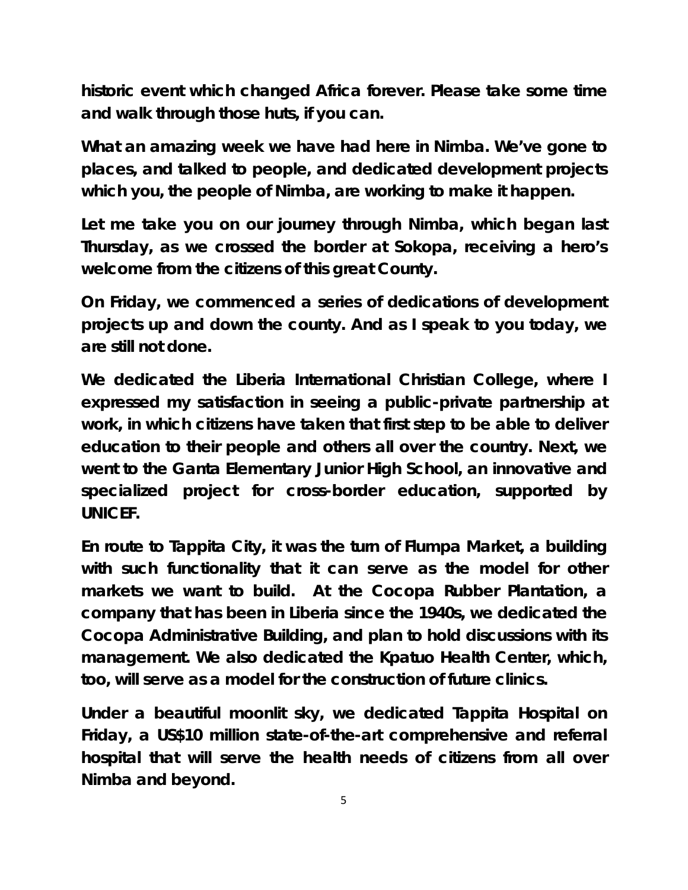**historic event which changed Africa forever. Please take some time and walk through those huts, if you can.**

**What an amazing week we have had here in Nimba. We've gone to places, and talked to people, and dedicated development projects which you, the people of Nimba, are working to make it happen.**

**Let me take you on our journey through Nimba, which began last Thursday, as we crossed the border at Sokopa, receiving a hero's welcome from the citizens of this great County.**

**On Friday, we commenced a series of dedications of development projects up and down the county. And as I speak to you today, we are still not done.**

**We dedicated the Liberia International Christian College, where I expressed my satisfaction in seeing a public-private partnership at work, in which citizens have taken that first step to be able to deliver education to their people and others all over the country. Next, we went to the Ganta Elementary Junior High School, an innovative and specialized project for cross-border education, supported by UNICEF.**

**En route to Tappita City, it was the turn of Flumpa Market, a building with such functionality that it can serve as the model for other markets we want to build. At the Cocopa Rubber Plantation, a company that has been in Liberia since the 1940s, we dedicated the Cocopa Administrative Building, and plan to hold discussions with its management. We also dedicated the Kpatuo Health Center, which, too, will serve as a model for the construction of future clinics.**

**Under a beautiful moonlit sky, we dedicated Tappita Hospital on Friday, a US$10 million state-of-the-art comprehensive and referral hospital that will serve the health needs of citizens from all over Nimba and beyond.**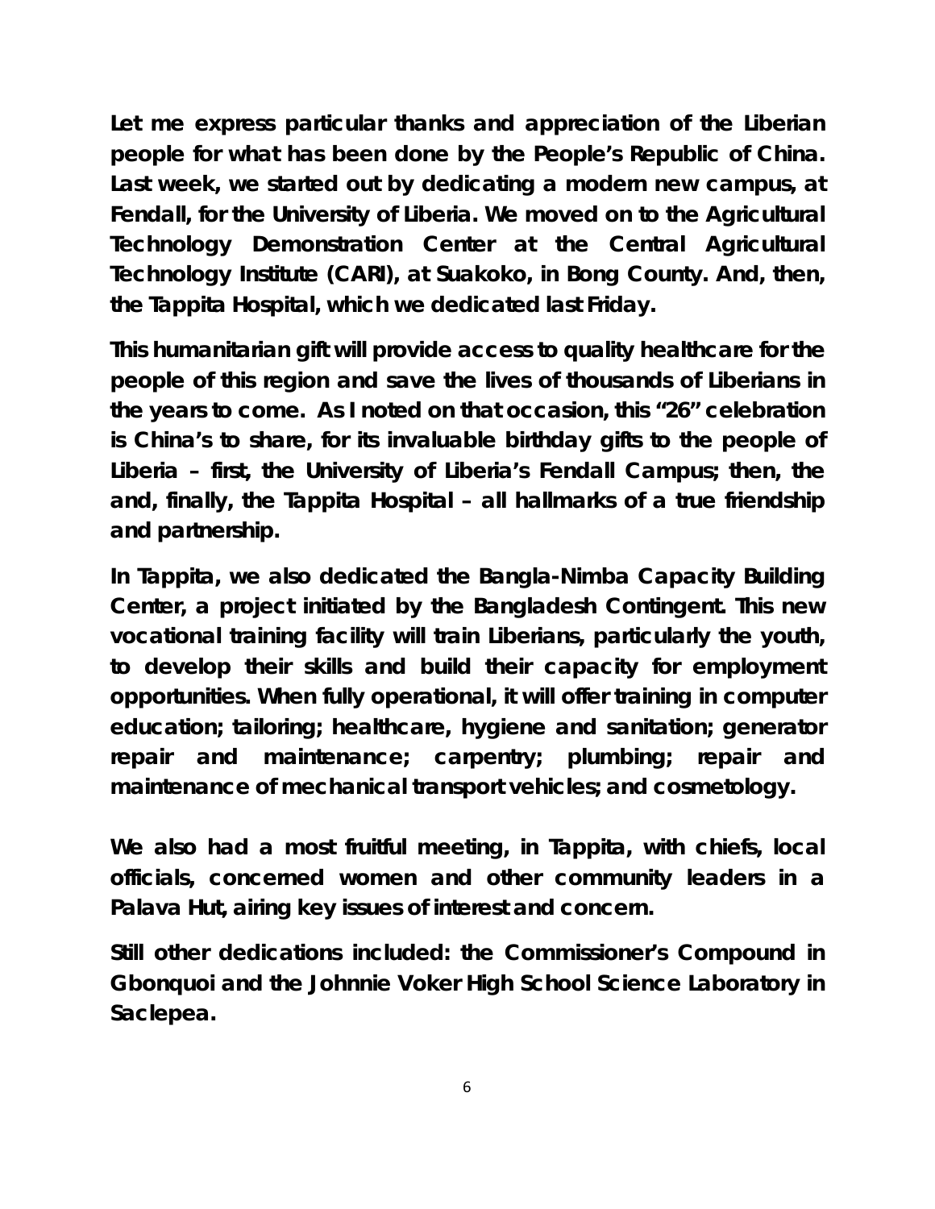**Let me express particular thanks and appreciation of the Liberian people for what has been done by the People's Republic of China. Last week, we started out by dedicating a modern new campus, at Fendall, for the University of Liberia. We moved on to the Agricultural Technology Demonstration Center at the Central Agricultural Technology Institute (CARI), at Suakoko, in Bong County. And, then, the Tappita Hospital, which we dedicated last Friday.**

**This humanitarian gift will provide access to quality healthcare for the people of this region and save the lives of thousands of Liberians in the years to come. As I noted on that occasion, this "26" celebration is China's to share, for its invaluable birthday gifts to the people of Liberia – first, the University of Liberia's Fendall Campus; then, the and, finally, the Tappita Hospital – all hallmarks of a true friendship and partnership.**

**In Tappita, we also dedicated the Bangla-Nimba Capacity Building Center, a project initiated by the Bangladesh Contingent. This new vocational training facility will train Liberians, particularly the youth, to develop their skills and build their capacity for employment opportunities. When fully operational, it will offer training in computer education; tailoring; healthcare, hygiene and sanitation; generator repair and maintenance; carpentry; plumbing; repair and maintenance of mechanical transport vehicles; and cosmetology.**

**We also had a most fruitful meeting, in Tappita, with chiefs, local officials, concerned women and other community leaders in a Palava Hut, airing key issues of interest and concern.**

**Still other dedications included: the Commissioner's Compound in Gbonquoi and the Johnnie Voker High School Science Laboratory in Saclepea.**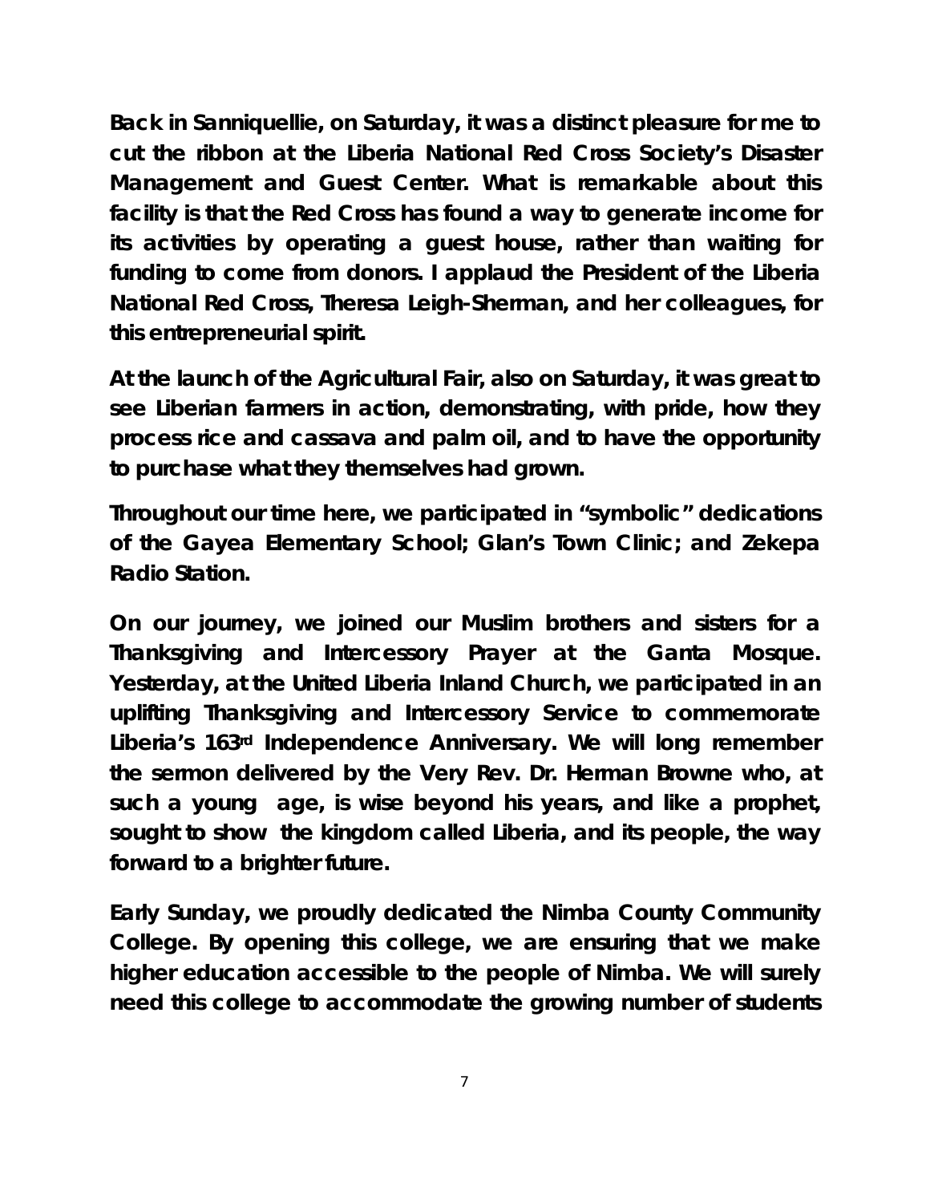**Back in Sanniquellie, on Saturday, it was a distinct pleasure for me to cut the ribbon at the Liberia National Red Cross Society's Disaster Management and Guest Center. What is remarkable about this facility is that the Red Cross has found a way to generate income for its activities by operating a guest house, rather than waiting for funding to come from donors. I applaud the President of the Liberia National Red Cross, Theresa Leigh-Sherman, and her colleagues, for this entrepreneurial spirit.**

**At the launch of the Agricultural Fair, also on Saturday, it was great to see Liberian farmers in action, demonstrating, with pride, how they process rice and cassava and palm oil, and to have the opportunity to purchase what they themselves had grown.**

**Throughout our time here, we participated in "symbolic" dedications of the Gayea Elementary School; Glan's Town Clinic; and Zekepa Radio Station.**

**On our journey, we joined our Muslim brothers and sisters for a Thanksgiving and Intercessory Prayer at the Ganta Mosque. Yesterday, at the United Liberia Inland Church, we participated in an uplifting Thanksgiving and Intercessory Service to commemorate Liberia's 163rd Independence Anniversary. We will long remember the sermon delivered by the Very Rev. Dr. Herman Browne who, at such a young age, is wise beyond his years, and like a prophet, sought to show the kingdom called Liberia, and its people, the way forward to a brighter future.**

**Early Sunday, we proudly dedicated the Nimba County Community College. By opening this college, we are ensuring that we make higher education accessible to the people of Nimba. We will surely need this college to accommodate the growing number of students**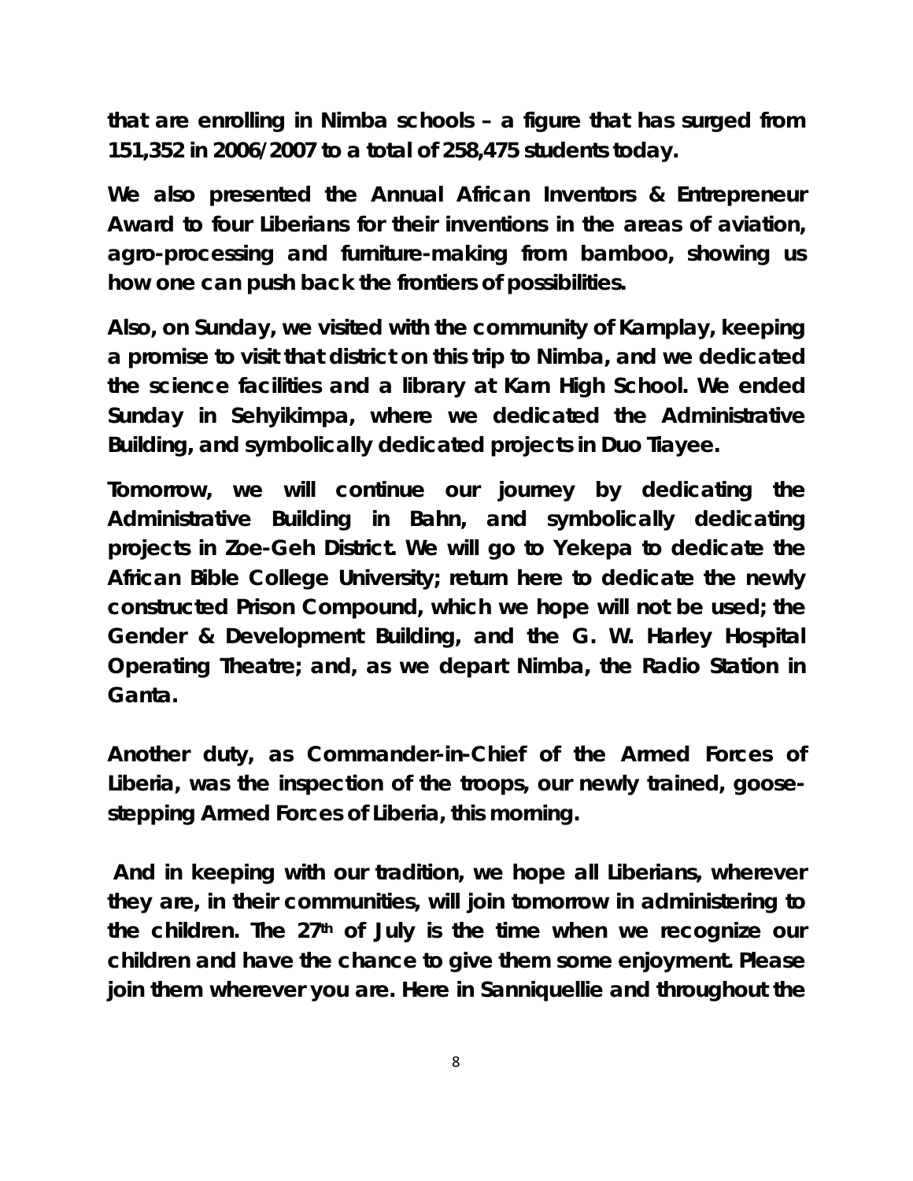**that are enrolling in Nimba schools – a figure that has surged from 151,352 in 2006/2007 to a total of 258,475 students today.**

**We also presented the Annual African Inventors & Entrepreneur Award to four Liberians for their inventions in the areas of aviation, agro-processing and furniture-making from bamboo, showing us how one can push back the frontiers of possibilities.**

**Also, on Sunday, we visited with the community of Karnplay, keeping a promise to visit that district on this trip to Nimba, and we dedicated the science facilities and a library at Karn High School. We ended Sunday in Sehyikimpa, where we dedicated the Administrative Building, and symbolically dedicated projects in Duo Tiayee.**

**Tomorrow, we will continue our journey by dedicating the Administrative Building in Bahn, and symbolically dedicating projects in Zoe-Geh District. We will go to Yekepa to dedicate the African Bible College University; return here to dedicate the newly constructed Prison Compound, which we hope will not be used; the Gender & Development Building, and the G. W. Harley Hospital Operating Theatre; and, as we depart Nimba, the Radio Station in Ganta.**

**Another duty, as Commander-in-Chief of the Armed Forces of Liberia, was the inspection of the troops, our newly trained, goose-stepping Armed Forces of Liberia, this morning.**

**And in keeping with our tradition, we hope all Liberians, wherever they are, in their communities, will join tomorrow in administering to the children. The 27th of July is the time when we recognize our children and have the chance to give them some enjoyment. Please join them wherever you are. Here in Sanniquellie and throughout the**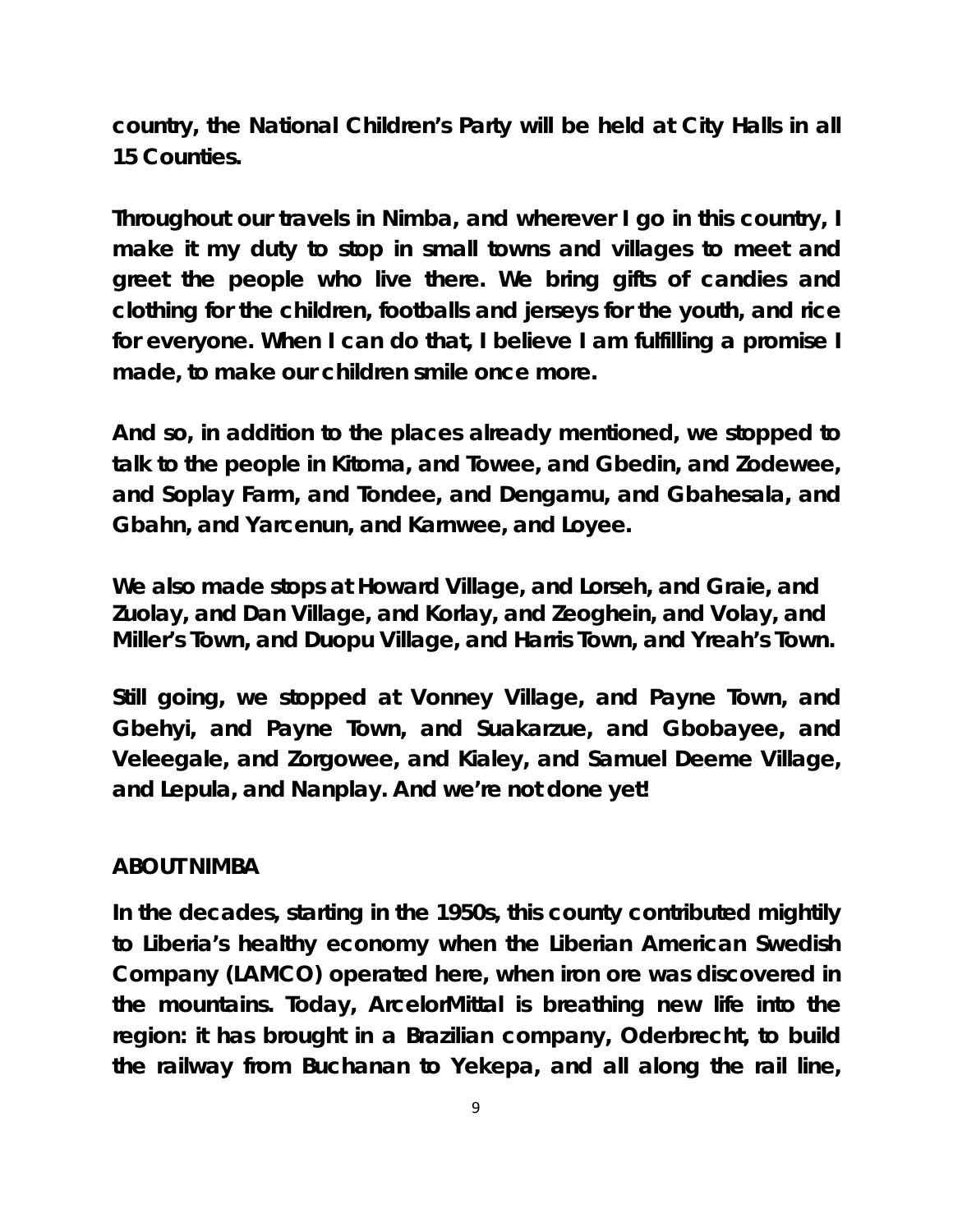**country, the National Children's Party will be held at City Halls in all 15 Counties.**

**Throughout our travels in Nimba, and wherever I go in this country, I make it my duty to stop in small towns and villages to meet and greet the people who live there. We bring gifts of candies and clothing for the children, footballs and jerseys for the youth, and rice for everyone. When I can do that, I believe I am fulfilling a promise I made, to make our children smile once more.**

**And so, in addition to the places already mentioned, we stopped to talk to the people in Kitoma, and Towee, and Gbedin, and Zodewee, and Soplay Farm, and Tondee, and Dengamu, and Gbahesala, and Gbahn, and Yarcenun, and Karnwee, and Loyee.**

**We also made stops at Howard Village, and Lorseh, and Graie, and Zuolay, and Dan Village, and Korlay, and Zeoghein, and Volay, and Miller's Town, and Duopu Village, and Harris Town, and Yreah's Town.**

**Still going, we stopped at Vonney Village, and Payne Town, and Gbehyi, and Payne Town, and Suakarzue, and Gbobayee, and Veleegale, and Zorgowee, and Kialey, and Samuel Deeme Village, and Lepula, and Nanplay. And we're not done yet!**

**ABOUT NIMBA**

**In the decades, starting in the 1950s, this county contributed mightily to Liberia's healthy economy when the Liberian American Swedish Company (LAMCO) operated here, when iron ore was discovered in the mountains. Today, ArcelorMittal is breathing new life into the region: it has brought in a Brazilian company, Oderbrecht, to build the railway from Buchanan to Yekepa, and all along the rail line,**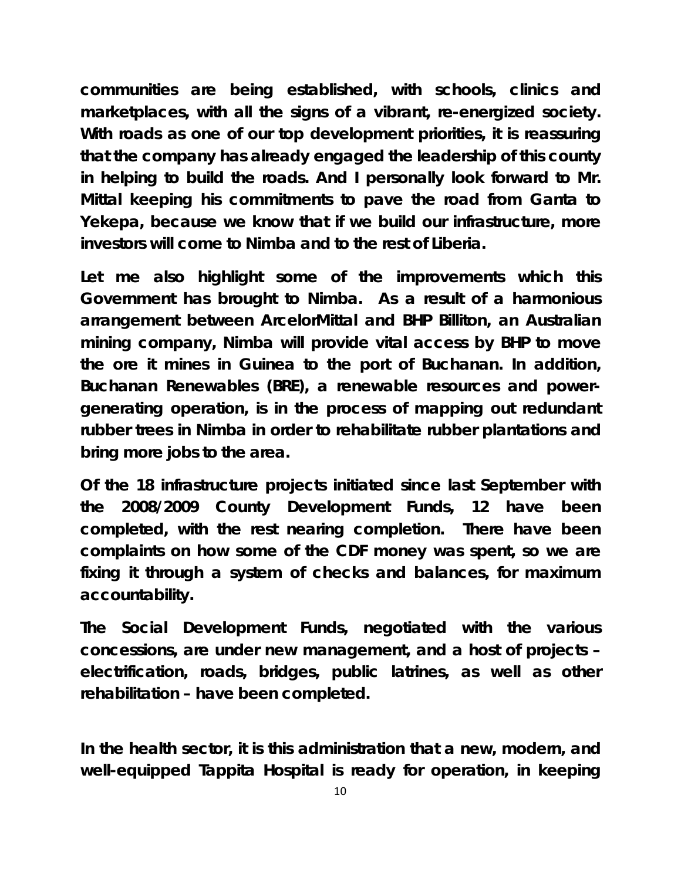**communities are being established, with schools, clinics and marketplaces, with all the signs of a vibrant, re-energized society. With roads as one of our top development priorities, it is reassuring that the company has already engaged the leadership of this county in helping to build the roads. And I personally look forward to Mr. Mittal keeping his commitments to pave the road from Ganta to Yekepa, because we know that if we build our infrastructure, more investors will come to Nimba and to the rest of Liberia.**

**Let me also highlight some of the improvements which this Government has brought to Nimba. As a result of a harmonious arrangement between ArcelorMittal and BHP Billiton, an Australian mining company, Nimba will provide vital access by BHP to move the ore it mines in Guinea to the port of Buchanan. In addition, Buchanan Renewables (BRE), a renewable resources and power-generating operation, is in the process of mapping out redundant rubber trees in Nimba in order to rehabilitate rubber plantations and bring more jobs to the area.**

**Of the 18 infrastructure projects initiated since last September with the 2008/2009 County Development Funds, 12 have been completed, with the rest nearing completion. There have been complaints on how some of the CDF money was spent, so we are fixing it through a system of checks and balances, for maximum accountability.**

**The Social Development Funds, negotiated with the various concessions, are under new management, and a host of projects – electrification, roads, bridges, public latrines, as well as other rehabilitation – have been completed.**

**In the health sector, it is this administration that a new, modern, and well-equipped Tappita Hospital is ready for operation, in keeping**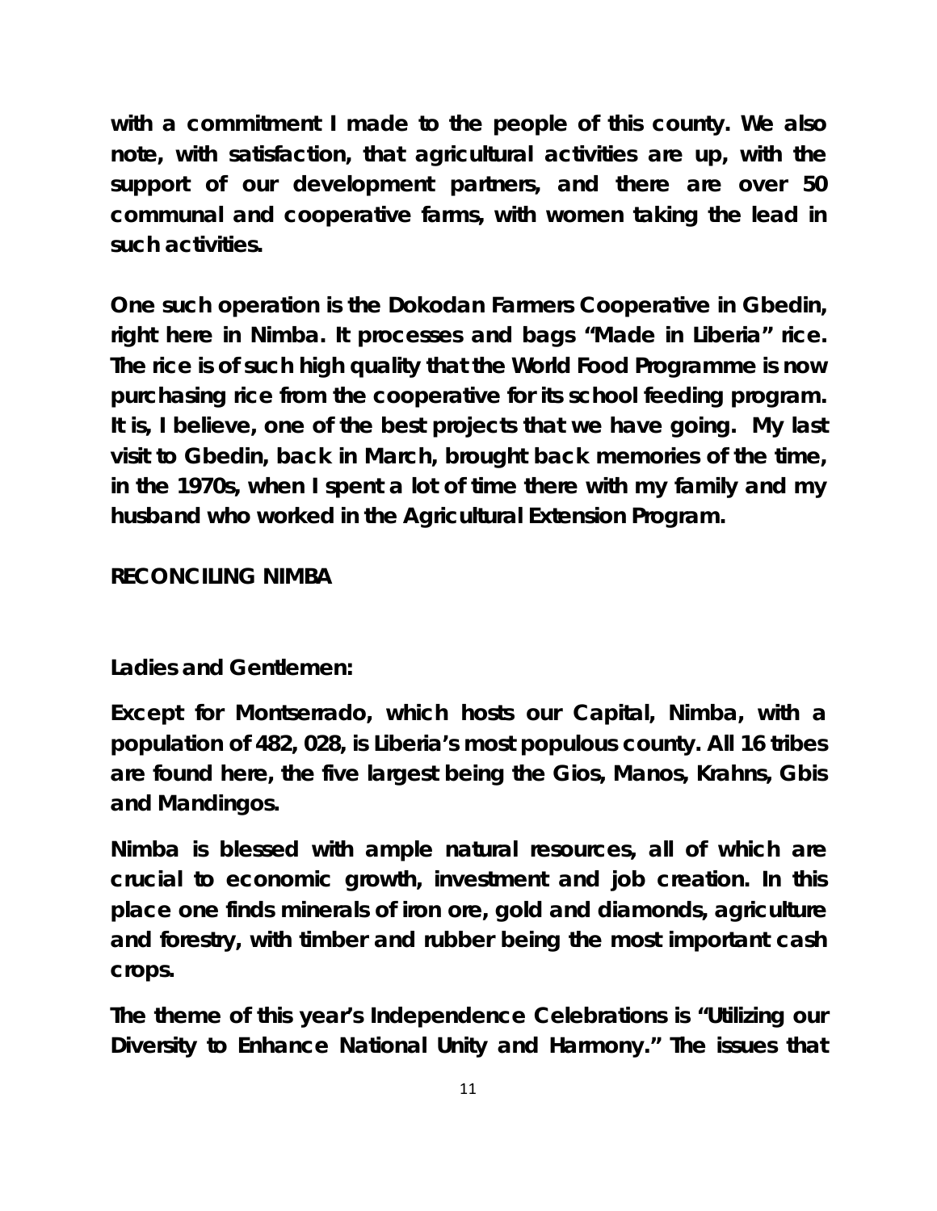**with a commitment I made to the people of this county. We also note, with satisfaction, that agricultural activities are up, with the support of our development partners, and there are over 50 communal and cooperative farms, with women taking the lead in such activities.**

**One such operation is the Dokodan Farmers Cooperative in Gbedin, right here in Nimba. It processes and bags "Made in Liberia" rice. The rice is of such high quality that the World Food Programme is now purchasing rice from the cooperative for its school feeding program. It is, I believe, one of the best projects that we have going. My last visit to Gbedin, back in March, brought back memories of the time, in the 1970s, when I spent a lot of time there with my family and my husband who worked in the Agricultural Extension Program.**

## RECONCILING NIMBA

**Ladies and Gentlemen:**

**Except for Montserrado, which hosts our Capital, Nimba, with a population of 482, 028, is Liberia's most populous county. All 16 tribes are found here, the five largest being the Gios, Manos, Krahns, Gbis and Mandingos.**

**Nimba is blessed with ample natural resources, all of which are crucial to economic growth, investment and job creation. In this place one finds minerals of iron ore, gold and diamonds, agriculture and forestry, with timber and rubber being the most important cash crops.**

**The theme of this year's Independence Celebrations is "Utilizing our Diversity to Enhance National Unity and Harmony." The issues that**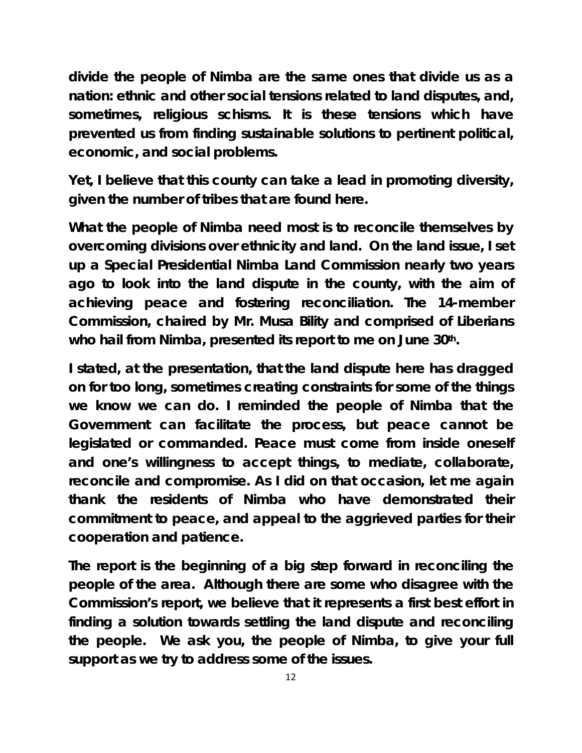**divide the people of Nimba are the same ones that divide us as a nation: ethnic and other social tensions related to land disputes, and, sometimes, religious schisms. It is these tensions which have prevented us from finding sustainable solutions to pertinent political, economic, and social problems.**

**Yet, I believe that this county can take a lead in promoting diversity, given the number of tribes that are found here.**

**What the people of Nimba need most is to reconcile themselves by overcoming divisions over ethnicity and land. On the land issue, I set up a Special Presidential Nimba Land Commission nearly two years ago to look into the land dispute in the county, with the aim of achieving peace and fostering reconciliation. The 14-member Commission, chaired by Mr. Musa Bility and comprised of Liberians who hail from Nimba, presented its report to me on June 30th.**

**I stated, at the presentation, that the land dispute here has dragged on for too long, sometimes creating constraints for some of the things we know we can do. I reminded the people of Nimba that the Government can facilitate the process, but peace cannot be legislated or commanded. Peace must come from inside oneself and one's willingness to accept things, to mediate, collaborate, reconcile and compromise. As I did on that occasion, let me again thank the residents of Nimba who have demonstrated their commitment to peace, and appeal to the aggrieved parties for their cooperation and patience.**

**The report is the beginning of a big step forward in reconciling the people of the area. Although there are some who disagree with the Commission's report, we believe that it represents a first best effort in finding a solution towards settling the land dispute and reconciling the people. We ask you, the people of Nimba, to give your full support as we try to address some of the issues.**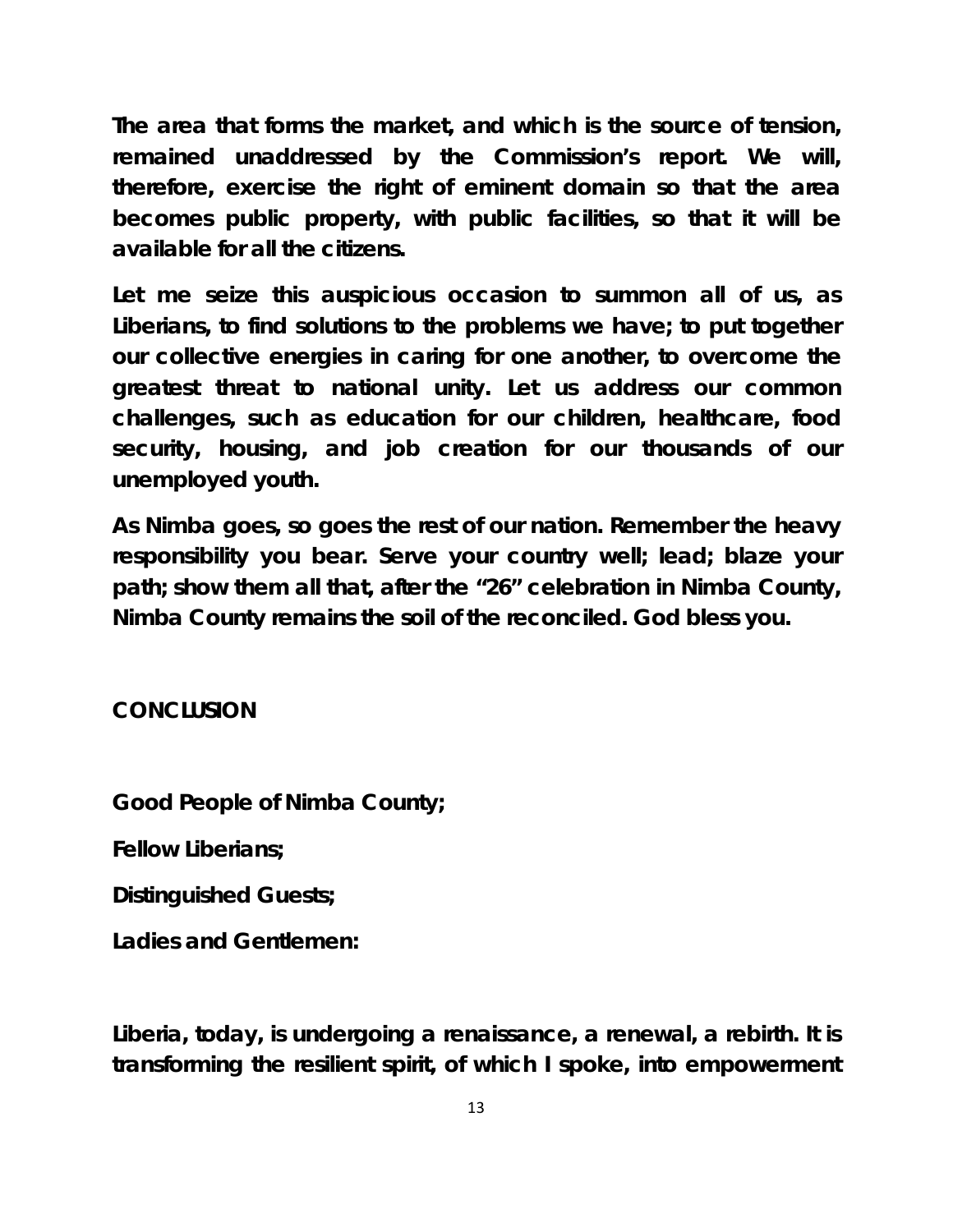**The area that forms the market, and which is the source of tension, remained unaddressed by the Commission's report. We will, therefore, exercise the right of eminent domain so that the area becomes public property, with public facilities, so that it will be available for all the citizens.**

**Let me seize this auspicious occasion to summon all of us, as Liberians, to find solutions to the problems we have; to put together our collective energies in caring for one another, to overcome the greatest threat to national unity. Let us address our common challenges, such as education for our children, healthcare, food security, housing, and job creation for our thousands of our unemployed youth.**

**As Nimba goes, so goes the rest of our nation. Remember the heavy responsibility you bear. Serve your country well; lead; blaze your path; show them all that, after the "26" celebration in Nimba County, Nimba County remains the soil of the reconciled. God bless you.**

## CONCLUSION

**Good People of Nimba County;**

**Fellow Liberians;**

**Distinguished Guests;**

**Ladies and Gentlemen:**

**Liberia, today, is undergoing a renaissance, a renewal, a rebirth. It is transforming the resilient spirit, of which I spoke, into empowerment**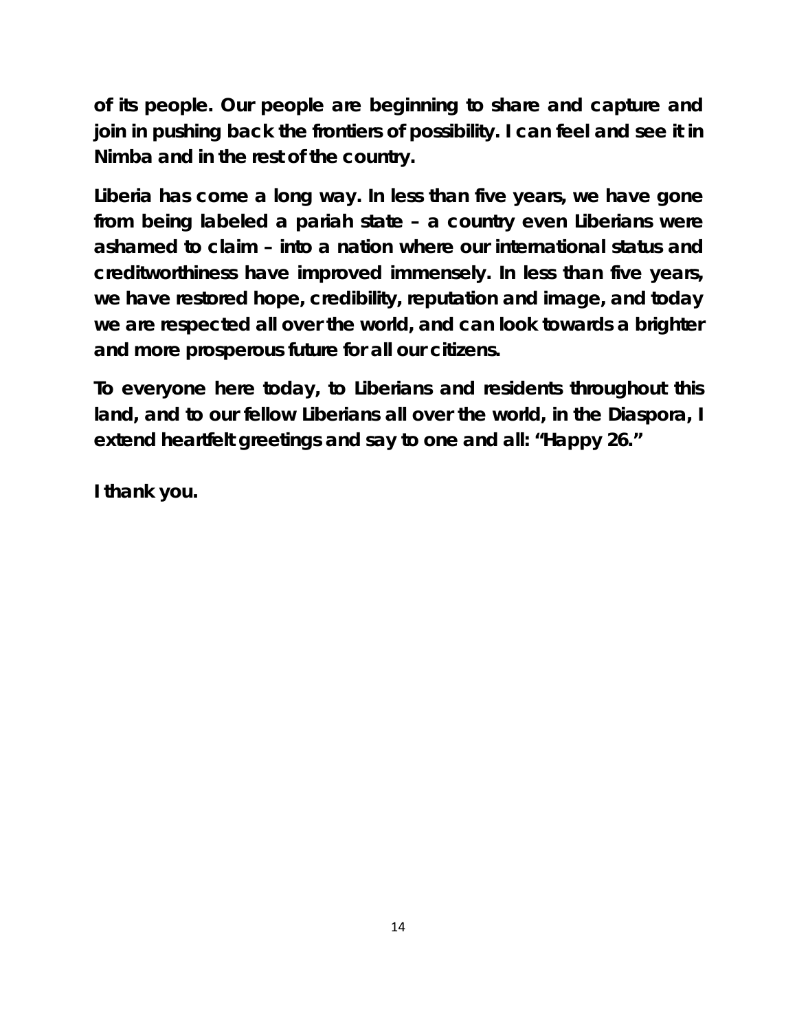**of its people. Our people are beginning to share and capture and join in pushing back the frontiers of possibility. I can feel and see it in Nimba and in the rest of the country.**

**Liberia has come a long way. In less than five years, we have gone from being labeled a pariah state – a country even Liberians were ashamed to claim – into a nation where our international status and creditworthiness have improved immensely. In less than five years, we have restored hope, credibility, reputation and image, and today we are respected all over the world, and can look towards a brighter and more prosperous future for all our citizens.**

**To everyone here today, to Liberians and residents throughout this land, and to our fellow Liberians all over the world, in the Diaspora, I extend heartfelt greetings and say to one and all: "Happy 26."**

**I thank you.**